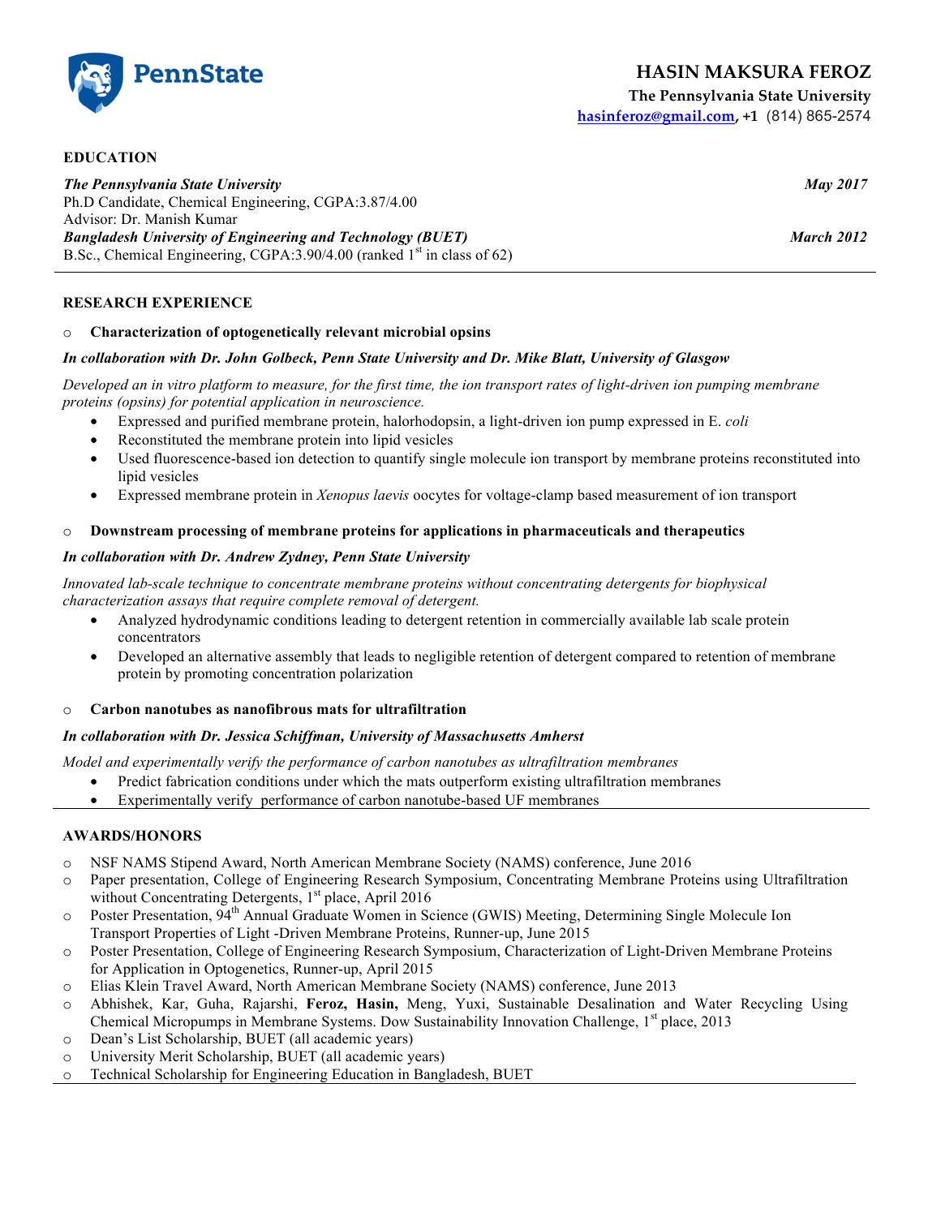# HASIN MAKSURA FEROZ

**The Pennsylvania State University**

hasinferoz@gmail.com, +1 (814) 865-2574

## EDUCATION

***The Pennsylvania State University*** — ***May 2017***
Ph.D Candidate, Chemical Engineering, CGPA:3.87/4.00
Advisor: Dr. Manish Kumar

***Bangladesh University of Engineering and Technology (BUET)*** — ***March 2012***
B.Sc., Chemical Engineering, CGPA:3.90/4.00 (ranked 1st in class of 62)

## RESEARCH EXPERIENCE

- **Characterization of optogenetically relevant microbial opsins**

***In collaboration with Dr. John Golbeck, Penn State University and Dr. Mike Blatt, University of Glasgow***

*Developed an in vitro platform to measure, for the first time, the ion transport rates of light-driven ion pumping membrane proteins (opsins) for potential application in neuroscience.*

- Expressed and purified membrane protein, halorhodopsin, a light-driven ion pump expressed in E. *coli*
- Reconstituted the membrane protein into lipid vesicles
- Used fluorescence-based ion detection to quantify single molecule ion transport by membrane proteins reconstituted into lipid vesicles
- Expressed membrane protein in *Xenopus laevis* oocytes for voltage-clamp based measurement of ion transport

- **Downstream processing of membrane proteins for applications in pharmaceuticals and therapeutics**

***In collaboration with Dr. Andrew Zydney, Penn State University***

*Innovated lab-scale technique to concentrate membrane proteins without concentrating detergents for biophysical characterization assays that require complete removal of detergent.*

- Analyzed hydrodynamic conditions leading to detergent retention in commercially available lab scale protein concentrators
- Developed an alternative assembly that leads to negligible retention of detergent compared to retention of membrane protein by promoting concentration polarization

- **Carbon nanotubes as nanofibrous mats for ultrafiltration**

***In collaboration with Dr. Jessica Schiffman, University of Massachusetts Amherst***

*Model and experimentally verify the performance of carbon nanotubes as ultrafiltration membranes*

- Predict fabrication conditions under which the mats outperform existing ultrafiltration membranes
- Experimentally verify performance of carbon nanotube-based UF membranes

## AWARDS/HONORS

- NSF NAMS Stipend Award, North American Membrane Society (NAMS) conference, June 2016
- Paper presentation, College of Engineering Research Symposium, Concentrating Membrane Proteins using Ultrafiltration without Concentrating Detergents, 1st place, April 2016
- Poster Presentation, 94th Annual Graduate Women in Science (GWIS) Meeting, Determining Single Molecule Ion Transport Properties of Light -Driven Membrane Proteins, Runner-up, June 2015
- Poster Presentation, College of Engineering Research Symposium, Characterization of Light-Driven Membrane Proteins for Application in Optogenetics, Runner-up, April 2015
- Elias Klein Travel Award, North American Membrane Society (NAMS) conference, June 2013
- Abhishek, Kar, Guha, Rajarshi, **Feroz, Hasin,** Meng, Yuxi, Sustainable Desalination and Water Recycling Using Chemical Micropumps in Membrane Systems. Dow Sustainability Innovation Challenge, 1st place, 2013
- Dean's List Scholarship, BUET (all academic years)
- University Merit Scholarship, BUET (all academic years)
- Technical Scholarship for Engineering Education in Bangladesh, BUET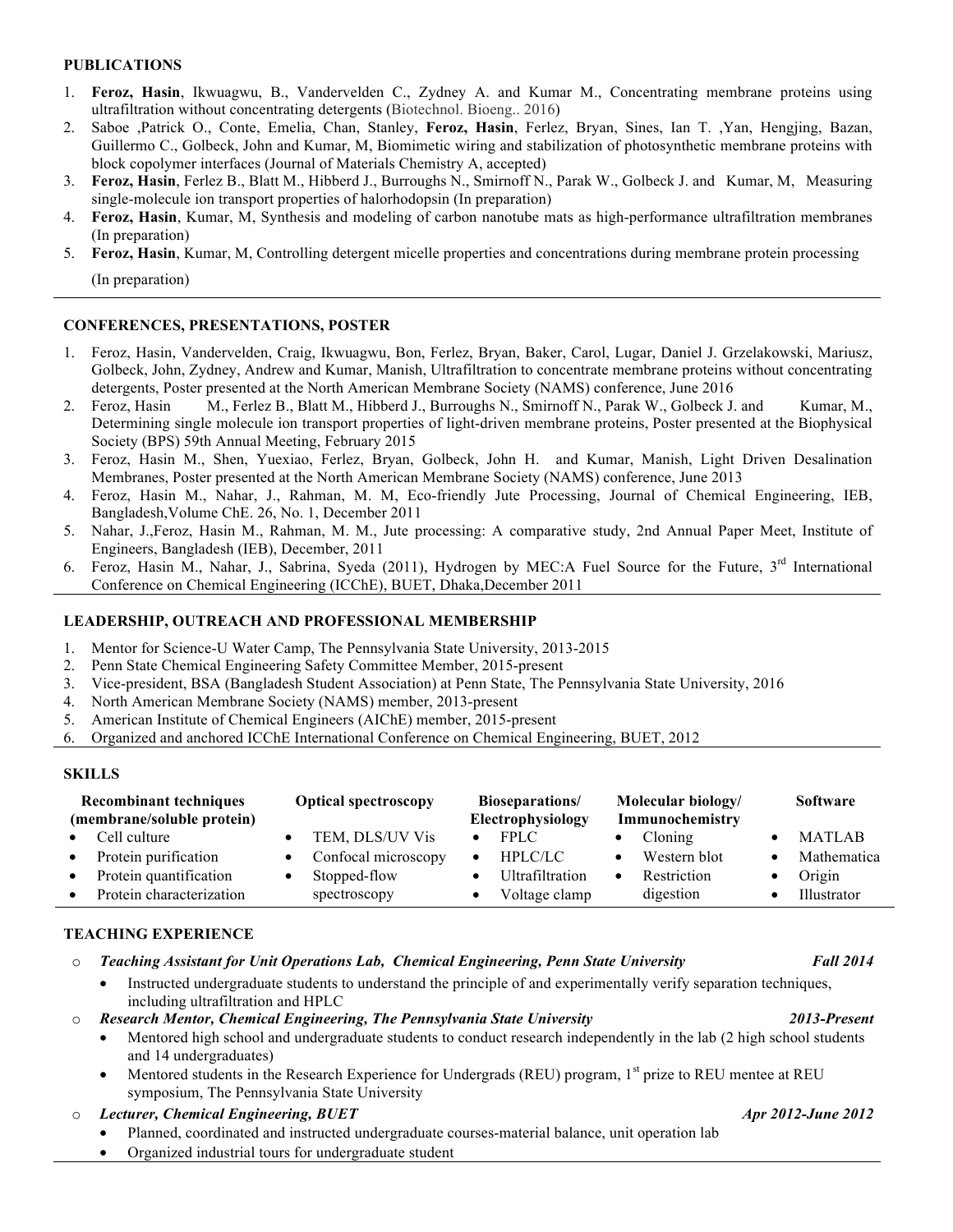## PUBLICATIONS

1. **Feroz, Hasin**, Ikwuagwu, B., Vandervelden C., Zydney A. and Kumar M., Concentrating membrane proteins using ultrafiltration without concentrating detergents (Biotechnol. Bioeng.. 2016)
2. Saboe ,Patrick O., Conte, Emelia, Chan, Stanley, **Feroz, Hasin**, Ferlez, Bryan, Sines, Ian T. ,Yan, Hengjing, Bazan, Guillermo C., Golbeck, John and Kumar, M, Biomimetic wiring and stabilization of photosynthetic membrane proteins with block copolymer interfaces (Journal of Materials Chemistry A, accepted)
3. **Feroz, Hasin**, Ferlez B., Blatt M., Hibberd J., Burroughs N., Smirnoff N., Parak W., Golbeck J. and Kumar, M, Measuring single-molecule ion transport properties of halorhodopsin (In preparation)
4. **Feroz, Hasin**, Kumar, M, Synthesis and modeling of carbon nanotube mats as high-performance ultrafiltration membranes (In preparation)
5. **Feroz, Hasin**, Kumar, M, Controlling detergent micelle properties and concentrations during membrane protein processing (In preparation)

## CONFERENCES, PRESENTATIONS, POSTER

1. Feroz, Hasin, Vandervelden, Craig, Ikwuagwu, Bon, Ferlez, Bryan, Baker, Carol, Lugar, Daniel J. Grzelakowski, Mariusz, Golbeck, John, Zydney, Andrew and Kumar, Manish, Ultrafiltration to concentrate membrane proteins without concentrating detergents, Poster presented at the North American Membrane Society (NAMS) conference, June 2016
2. Feroz, Hasin M., Ferlez B., Blatt M., Hibberd J., Burroughs N., Smirnoff N., Parak W., Golbeck J. and Kumar, M., Determining single molecule ion transport properties of light-driven membrane proteins, Poster presented at the Biophysical Society (BPS) 59th Annual Meeting, February 2015
3. Feroz, Hasin M., Shen, Yuexiao, Ferlez, Bryan, Golbeck, John H. and Kumar, Manish, Light Driven Desalination Membranes, Poster presented at the North American Membrane Society (NAMS) conference, June 2013
4. Feroz, Hasin M., Nahar, J., Rahman, M. M, Eco-friendly Jute Processing, Journal of Chemical Engineering, IEB, Bangladesh,Volume ChE. 26, No. 1, December 2011
5. Nahar, J.,Feroz, Hasin M., Rahman, M. M., Jute processing: A comparative study, 2nd Annual Paper Meet, Institute of Engineers, Bangladesh (IEB), December, 2011
6. Feroz, Hasin M., Nahar, J., Sabrina, Syeda (2011), Hydrogen by MEC:A Fuel Source for the Future, 3rd International Conference on Chemical Engineering (ICChE), BUET, Dhaka,December 2011

## LEADERSHIP, OUTREACH AND PROFESSIONAL MEMBERSHIP

1. Mentor for Science-U Water Camp, The Pennsylvania State University, 2013-2015
2. Penn State Chemical Engineering Safety Committee Member, 2015-present
3. Vice-president, BSA (Bangladesh Student Association) at Penn State, The Pennsylvania State University, 2016
4. North American Membrane Society (NAMS) member, 2013-present
5. American Institute of Chemical Engineers (AIChE) member, 2015-present
6. Organized and anchored ICChE International Conference on Chemical Engineering, BUET, 2012

## SKILLS

| Recombinant techniques (membrane/soluble protein) | Optical spectroscopy | Bioseparations/ Electrophysiology | Molecular biology/ Immunochemistry | Software |
|---|---|---|---|---|
| • Cell culture | • TEM, DLS/UV Vis | • FPLC | • Cloning | • MATLAB |
| • Protein purification | • Confocal microscopy | • HPLC/LC | • Western blot | • Mathematica |
| • Protein quantification | • Stopped-flow spectroscopy | • Ultrafiltration | • Restriction digestion | • Origin |
| • Protein characterization | | • Voltage clamp | | • Illustrator |

## TEACHING EXPERIENCE

- ***Teaching Assistant for Unit Operations Lab, Chemical Engineering, Penn State University*** — ***Fall 2014***
  - Instructed undergraduate students to understand the principle of and experimentally verify separation techniques, including ultrafiltration and HPLC
- ***Research Mentor, Chemical Engineering, The Pennsylvania State University*** — ***2013-Present***
  - Mentored high school and undergraduate students to conduct research independently in the lab (2 high school students and 14 undergraduates)
  - Mentored students in the Research Experience for Undergrads (REU) program, 1st prize to REU mentee at REU symposium, The Pennsylvania State University
- ***Lecturer, Chemical Engineering, BUET*** — ***Apr 2012-June 2012***
  - Planned, coordinated and instructed undergraduate courses-material balance, unit operation lab
  - Organized industrial tours for undergraduate student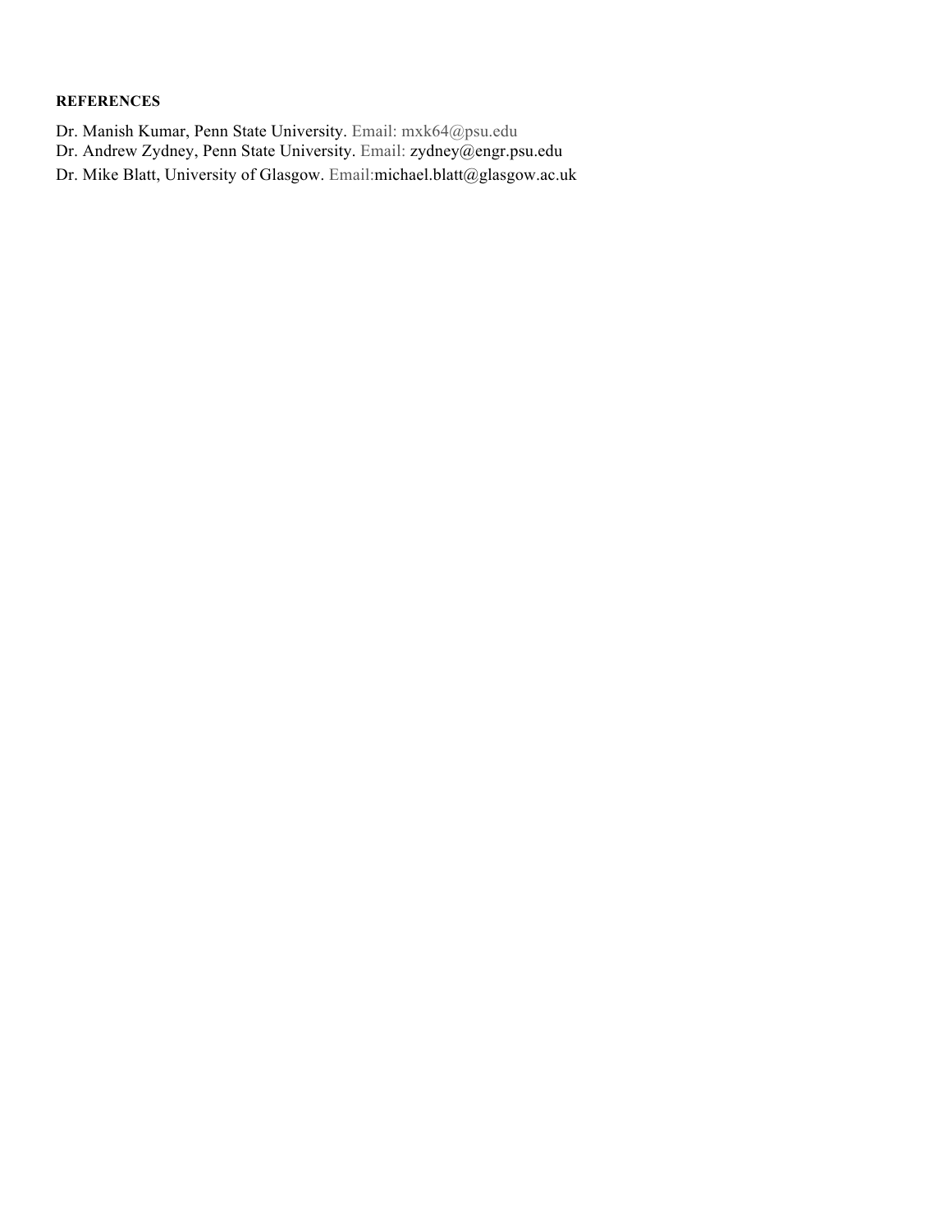**REFERENCES**

Dr. Manish Kumar, Penn State University. Email: mxk64@psu.edu
Dr. Andrew Zydney, Penn State University. Email: zydney@engr.psu.edu
Dr. Mike Blatt, University of Glasgow. Email:michael.blatt@glasgow.ac.uk